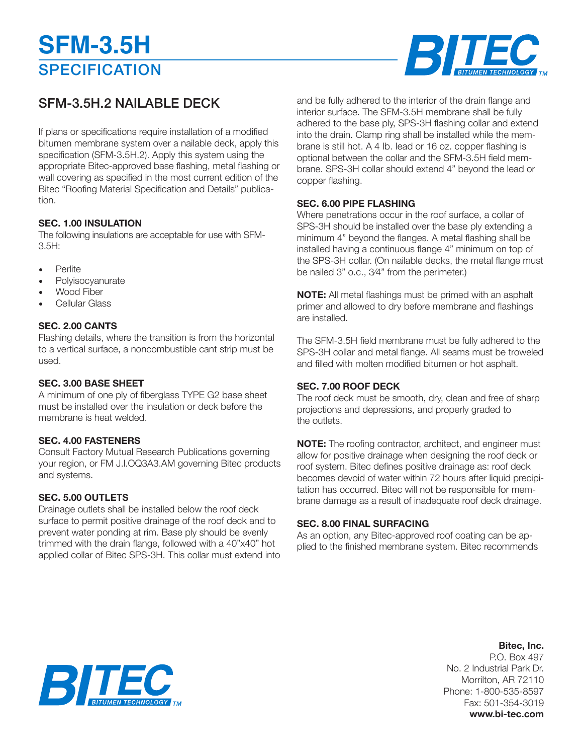# SFM-3.5H
## SPECIFICATION

## SFM-3.5H.2 NAILABLE DECK

If plans or specifications require installation of a modified bitumen membrane system over a nailable deck, apply this specification (SFM-3.5H.2). Apply this system using the appropriate Bitec-approved base flashing, metal flashing or wall covering as specified in the most current edition of the Bitec "Roofing Material Specification and Details" publication.

### SEC. 1.00 INSULATION

The following insulations are acceptable for use with SFM-3.5H:

- Perlite
- Polyisocyanurate
- Wood Fiber
- Cellular Glass

### SEC. 2.00 CANTS

Flashing details, where the transition is from the horizontal to a vertical surface, a noncombustible cant strip must be used.

### SEC. 3.00 BASE SHEET

A minimum of one ply of fiberglass TYPE G2 base sheet must be installed over the insulation or deck before the membrane is heat welded.

### SEC. 4.00 FASTENERS

Consult Factory Mutual Research Publications governing your region, or FM J.I.OQ3A3.AM governing Bitec products and systems.

### SEC. 5.00 OUTLETS

Drainage outlets shall be installed below the roof deck surface to permit positive drainage of the roof deck and to prevent water ponding at rim. Base ply should be evenly trimmed with the drain flange, followed with a 40"x40" hot applied collar of Bitec SPS-3H. This collar must extend into and be fully adhered to the interior of the drain flange and interior surface. The SFM-3.5H membrane shall be fully adhered to the base ply, SPS-3H flashing collar and extend into the drain. Clamp ring shall be installed while the membrane is still hot. A 4 lb. lead or 16 oz. copper flashing is optional between the collar and the SFM-3.5H field membrane. SPS-3H collar should extend 4" beyond the lead or copper flashing.

### SEC. 6.00 PIPE FLASHING

Where penetrations occur in the roof surface, a collar of SPS-3H should be installed over the base ply extending a minimum 4" beyond the flanges. A metal flashing shall be installed having a continuous flange 4" minimum on top of the SPS-3H collar. (On nailable decks, the metal flange must be nailed 3" o.c., 3⁄4" from the perimeter.)

**NOTE:** All metal flashings must be primed with an asphalt primer and allowed to dry before membrane and flashings are installed.

The SFM-3.5H field membrane must be fully adhered to the SPS-3H collar and metal flange. All seams must be troweled and filled with molten modified bitumen or hot asphalt.

### SEC. 7.00 ROOF DECK

The roof deck must be smooth, dry, clean and free of sharp projections and depressions, and properly graded to the outlets.

**NOTE:** The roofing contractor, architect, and engineer must allow for positive drainage when designing the roof deck or roof system. Bitec defines positive drainage as: roof deck becomes devoid of water within 72 hours after liquid precipitation has occurred. Bitec will not be responsible for membrane damage as a result of inadequate roof deck drainage.

### SEC. 8.00 FINAL SURFACING

As an option, any Bitec-approved roof coating can be applied to the finished membrane system. Bitec recommends

**Bitec, Inc.**
P.O. Box 497
No. 2 Industrial Park Dr.
Morrilton, AR 72110
Phone: 1-800-535-8597
Fax: 501-354-3019
**www.bi-tec.com**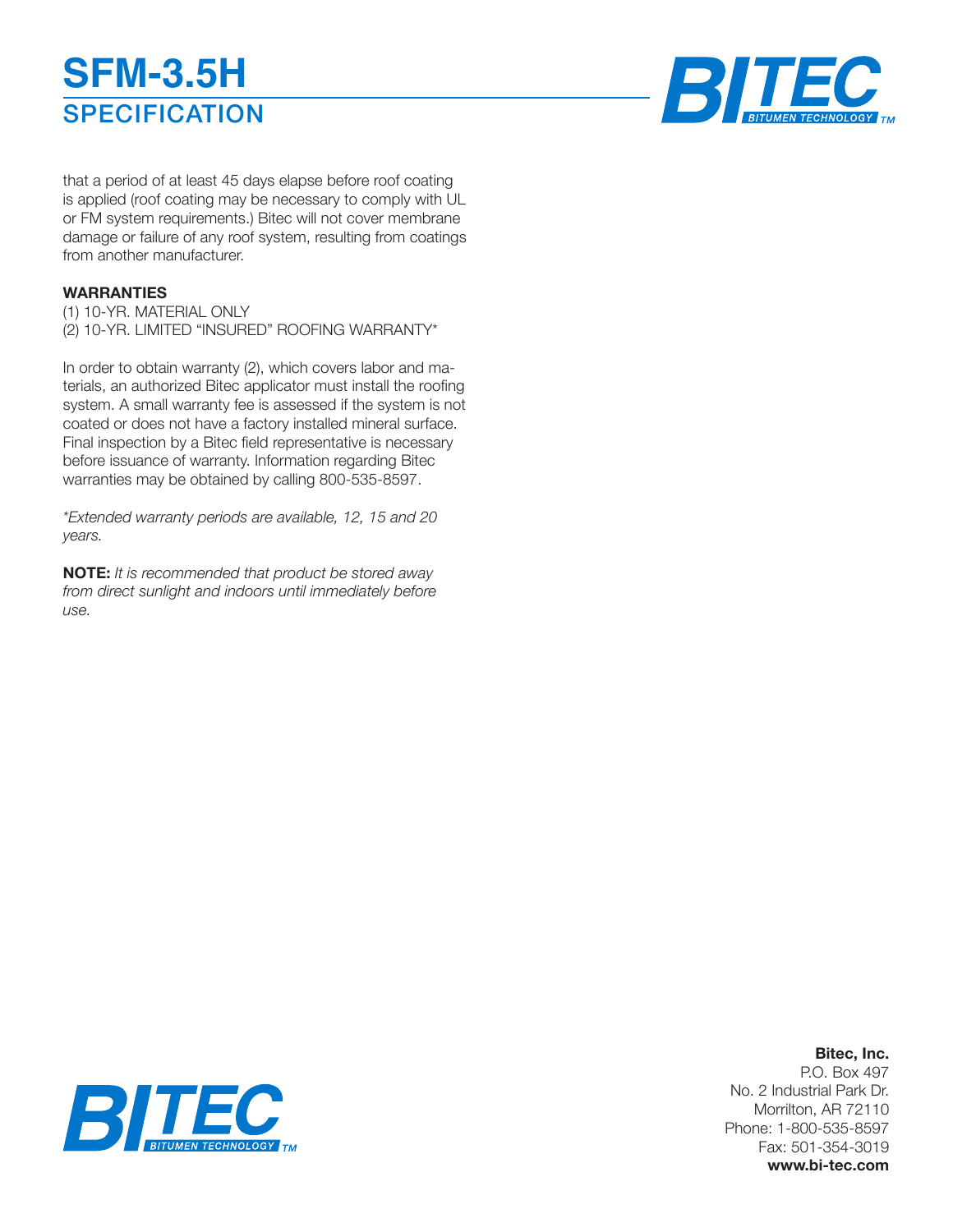that a period of at least 45 days elapse before roof coating is applied (roof coating may be necessary to comply with UL or FM system requirements.) Bitec will not cover membrane damage or failure of any roof system, resulting from coatings from another manufacturer.

**WARRANTIES**

(1) 10-YR. MATERIAL ONLY
(2) 10-YR. LIMITED "INSURED" ROOFING WARRANTY*

In order to obtain warranty (2), which covers labor and materials, an authorized Bitec applicator must install the roofing system. A small warranty fee is assessed if the system is not coated or does not have a factory installed mineral surface. Final inspection by a Bitec field representative is necessary before issuance of warranty. Information regarding Bitec warranties may be obtained by calling 800-535-8597.

*\*Extended warranty periods are available, 12, 15 and 20 years.*

**NOTE:** *It is recommended that product be stored away from direct sunlight and indoors until immediately before use.*

**Bitec, Inc.**
P.O. Box 497
No. 2 Industrial Park Dr.
Morrilton, AR 72110
Phone: 1-800-535-8597
Fax: 501-354-3019
**www.bi-tec.com**